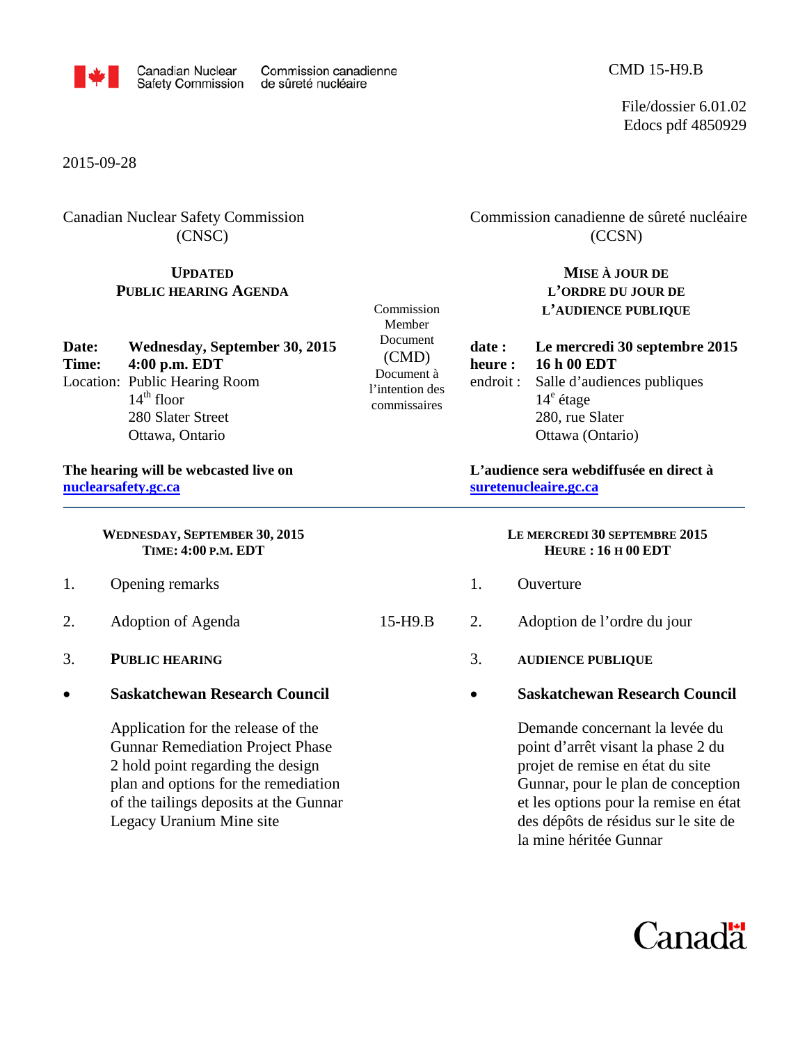Canadian Nuclear Safety Commission / Commission canadienne de sûreté nucléaire

CMD 15-H9.B

File/dossier 6.01.02
Edocs pdf 4850929

2015-09-28

Canadian Nuclear Safety Commission (CNSC)

## UPDATED PUBLIC HEARING AGENDA

Commission Member Document (CMD)

**Date:** **Wednesday, September 30, 2015**
**Time:** **4:00 p.m. EDT**
Location: Public Hearing Room
14th floor
280 Slater Street
Ottawa, Ontario

**The hearing will be webcasted live on [nuclearsafety.gc.ca](nuclearsafety.gc.ca)**

### WEDNESDAY, SEPTEMBER 30, 2015
### TIME: 4:00 P.M. EDT

1. Opening remarks

2. Adoption of Agenda — 15-H9.B

3. **PUBLIC HEARING**

- **Saskatchewan Research Council**

  Application for the release of the Gunnar Remediation Project Phase 2 hold point regarding the design plan and options for the remediation of the tailings deposits at the Gunnar Legacy Uranium Mine site

---

Commission canadienne de sûreté nucléaire (CCSN)

## MISE À JOUR DE L'ORDRE DU JOUR DE L'AUDIENCE PUBLIQUE

Document à l'intention des commissaires

**date :** **Le mercredi 30 septembre 2015**
**heure :** **16 h 00 EDT**
endroit : Salle d'audiences publiques
14e étage
280, rue Slater
Ottawa (Ontario)

**L'audience sera webdiffusée en direct à [suretenucleaire.gc.ca](suretenucleaire.gc.ca)**

### LE MERCREDI 30 SEPTEMBRE 2015
### HEURE : 16 H 00 EDT

1. Ouverture

2. Adoption de l'ordre du jour — 15-H9.B

3. **AUDIENCE PUBLIQUE**

- **Saskatchewan Research Council**

  Demande concernant la levée du point d'arrêt visant la phase 2 du projet de remise en état du site Gunnar, pour le plan de conception et les options pour la remise en état des dépôts de résidus sur le site de la mine héritée Gunnar

Canada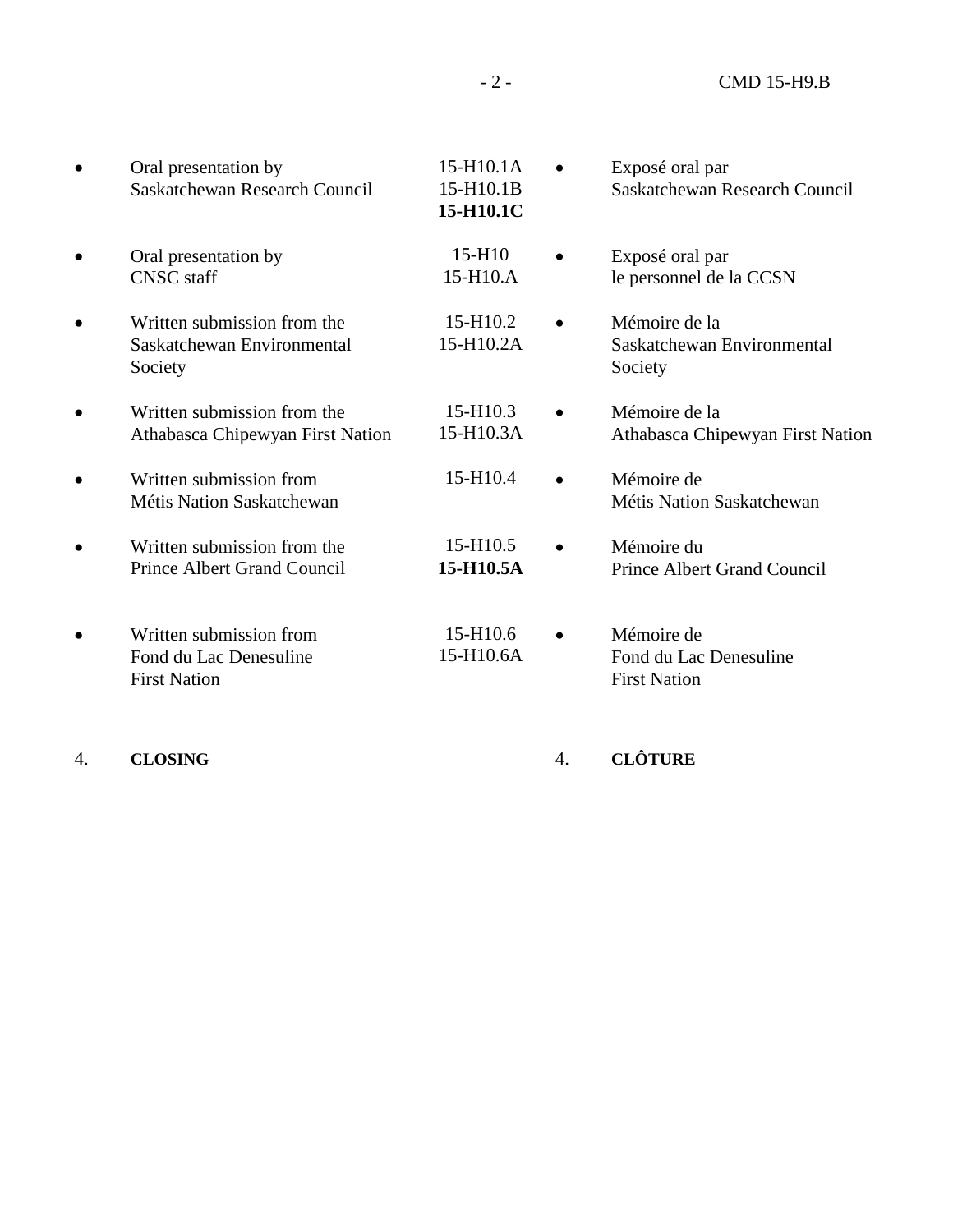| | | | | |
|---|---|---|---|---|
| • | Oral presentation by Saskatchewan Research Council | 15-H10.1A<br>15-H10.1B<br>**15-H10.1C** | • | Exposé oral par Saskatchewan Research Council |
| • | Oral presentation by CNSC staff | 15-H10<br>15-H10.A | • | Exposé oral par le personnel de la CCSN |
| • | Written submission from the Saskatchewan Environmental Society | 15-H10.2<br>15-H10.2A | • | Mémoire de la Saskatchewan Environmental Society |
| • | Written submission from the Athabasca Chipewyan First Nation | 15-H10.3<br>15-H10.3A | • | Mémoire de la Athabasca Chipewyan First Nation |
| • | Written submission from Métis Nation Saskatchewan | 15-H10.4 | • | Mémoire de Métis Nation Saskatchewan |
| • | Written submission from the Prince Albert Grand Council | 15-H10.5<br>**15-H10.5A** | • | Mémoire du Prince Albert Grand Council |
| • | Written submission from Fond du Lac Denesuline First Nation | 15-H10.6<br>15-H10.6A | • | Mémoire de Fond du Lac Denesuline First Nation |

4. **CLOSING**

4. **CLÔTURE**